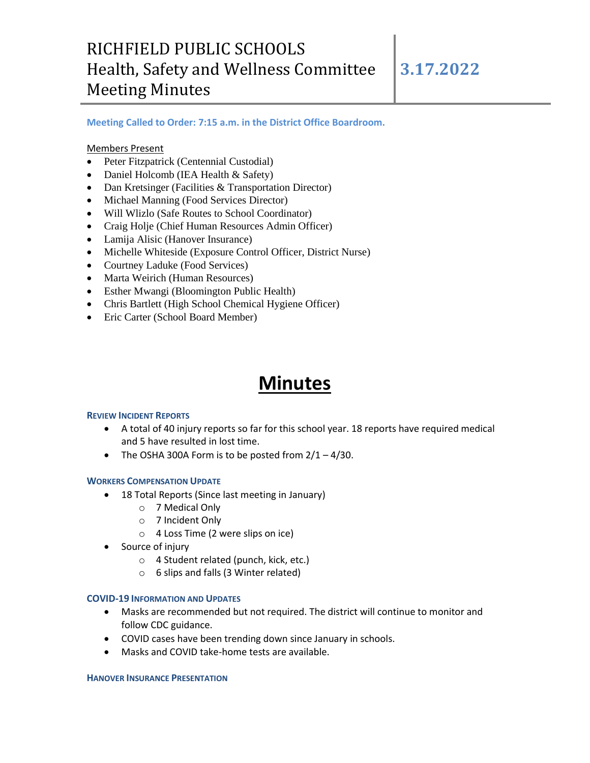// source: 6f15d9ea5501, page 1 of 4
# RICHFIELD PUBLIC SCHOOLS
# Health, Safety and Wellness Committee Meeting Minutes

## 3.17.2022

**Meeting Called to Order: 7:15 a.m. in the District Office Boardroom.**

Members Present

- Peter Fitzpatrick (Centennial Custodial)
- Daniel Holcomb (IEA Health & Safety)
- Dan Kretsinger (Facilities & Transportation Director)
- Michael Manning (Food Services Director)
- Will Wlizlo (Safe Routes to School Coordinator)
- Craig Holje (Chief Human Resources Admin Officer)
- Lamija Alisic (Hanover Insurance)
- Michelle Whiteside (Exposure Control Officer, District Nurse)
- Courtney Laduke (Food Services)
- Marta Weirich (Human Resources)
- Esther Mwangi (Bloomington Public Health)
- Chris Bartlett (High School Chemical Hygiene Officer)
- Eric Carter (School Board Member)

# Minutes

### REVIEW INCIDENT REPORTS

- A total of 40 injury reports so far for this school year. 18 reports have required medical and 5 have resulted in lost time.
- The OSHA 300A Form is to be posted from 2/1 – 4/30.

### WORKERS COMPENSATION UPDATE

- 18 Total Reports (Since last meeting in January)
  - 7 Medical Only
  - 7 Incident Only
  - 4 Loss Time (2 were slips on ice)
- Source of injury
  - 4 Student related (punch, kick, etc.)
  - 6 slips and falls (3 Winter related)

### COVID-19 INFORMATION AND UPDATES

- Masks are recommended but not required. The district will continue to monitor and follow CDC guidance.
- COVID cases have been trending down since January in schools.
- Masks and COVID take-home tests are available.

### HANOVER INSURANCE PRESENTATION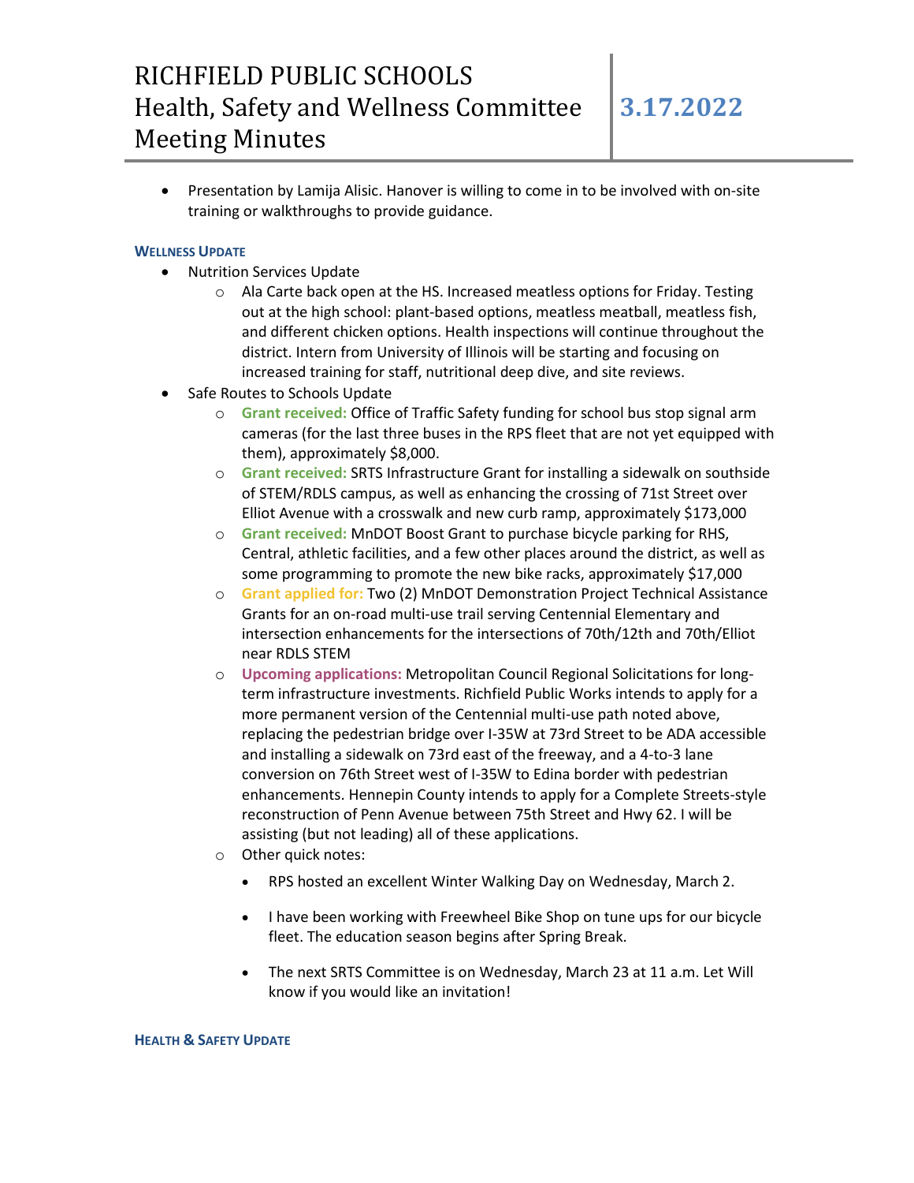- Presentation by Lamija Alisic. Hanover is willing to come in to be involved with on-site training or walkthroughs to provide guidance.

### Wellness Update

- Nutrition Services Update
  - Ala Carte back open at the HS. Increased meatless options for Friday. Testing out at the high school: plant-based options, meatless meatball, meatless fish, and different chicken options. Health inspections will continue throughout the district. Intern from University of Illinois will be starting and focusing on increased training for staff, nutritional deep dive, and site reviews.
- Safe Routes to Schools Update
  - **Grant received:** Office of Traffic Safety funding for school bus stop signal arm cameras (for the last three buses in the RPS fleet that are not yet equipped with them), approximately $8,000.
  - **Grant received:** SRTS Infrastructure Grant for installing a sidewalk on southside of STEM/RDLS campus, as well as enhancing the crossing of 71st Street over Elliot Avenue with a crosswalk and new curb ramp, approximately $173,000
  - **Grant received:** MnDOT Boost Grant to purchase bicycle parking for RHS, Central, athletic facilities, and a few other places around the district, as well as some programming to promote the new bike racks, approximately $17,000
  - **Grant applied for:** Two (2) MnDOT Demonstration Project Technical Assistance Grants for an on-road multi-use trail serving Centennial Elementary and intersection enhancements for the intersections of 70th/12th and 70th/Elliot near RDLS STEM
  - **Upcoming applications:** Metropolitan Council Regional Solicitations for long-term infrastructure investments. Richfield Public Works intends to apply for a more permanent version of the Centennial multi-use path noted above, replacing the pedestrian bridge over I-35W at 73rd Street to be ADA accessible and installing a sidewalk on 73rd east of the freeway, and a 4-to-3 lane conversion on 76th Street west of I-35W to Edina border with pedestrian enhancements. Hennepin County intends to apply for a Complete Streets-style reconstruction of Penn Avenue between 75th Street and Hwy 62. I will be assisting (but not leading) all of these applications.
  - Other quick notes:
    - RPS hosted an excellent Winter Walking Day on Wednesday, March 2.
    - I have been working with Freewheel Bike Shop on tune ups for our bicycle fleet. The education season begins after Spring Break.
    - The next SRTS Committee is on Wednesday, March 23 at 11 a.m. Let Will know if you would like an invitation!

### Health & Safety Update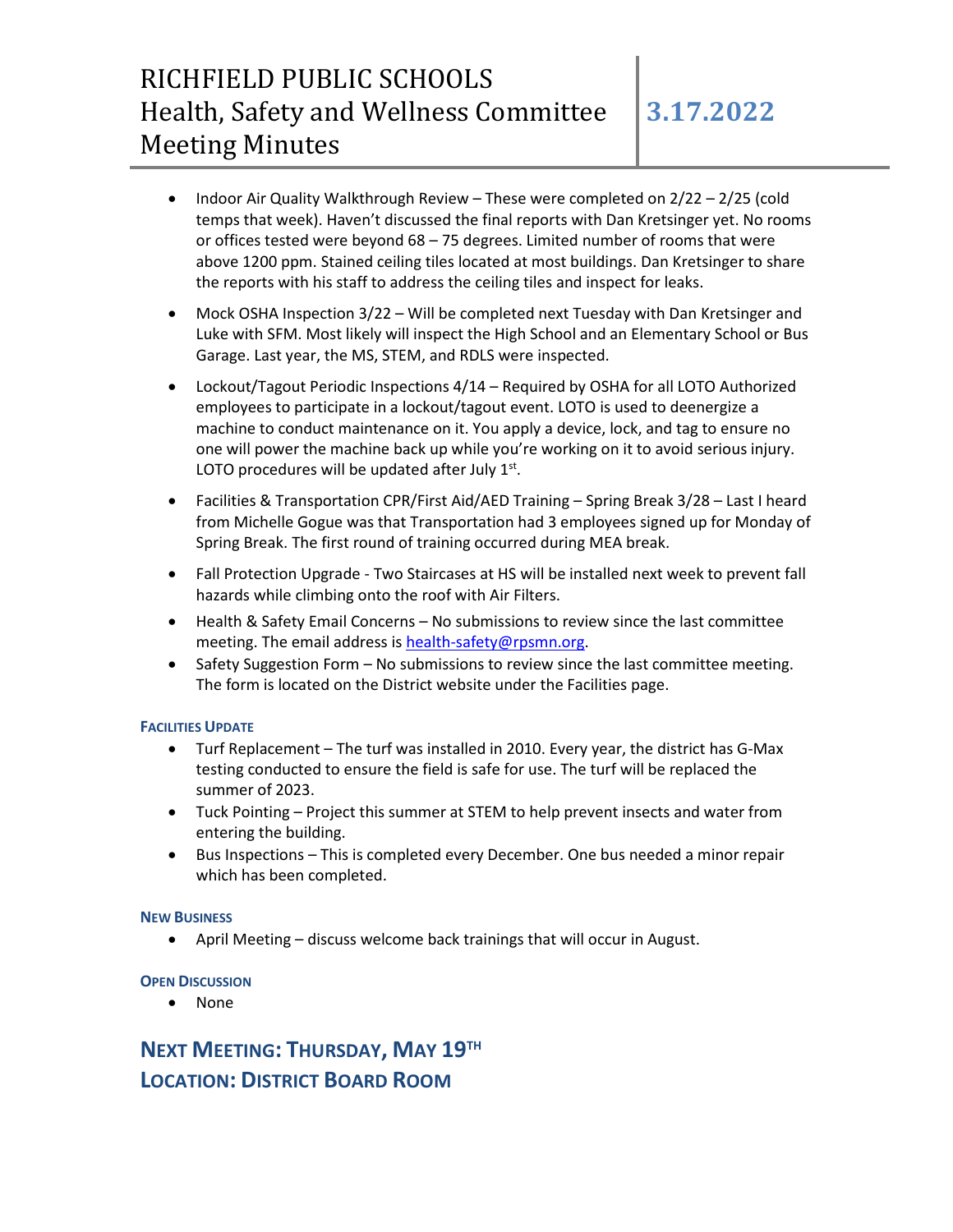- Indoor Air Quality Walkthrough Review – These were completed on 2/22 – 2/25 (cold temps that week). Haven't discussed the final reports with Dan Kretsinger yet. No rooms or offices tested were beyond 68 – 75 degrees. Limited number of rooms that were above 1200 ppm. Stained ceiling tiles located at most buildings. Dan Kretsinger to share the reports with his staff to address the ceiling tiles and inspect for leaks.
- Mock OSHA Inspection 3/22 – Will be completed next Tuesday with Dan Kretsinger and Luke with SFM. Most likely will inspect the High School and an Elementary School or Bus Garage. Last year, the MS, STEM, and RDLS were inspected.
- Lockout/Tagout Periodic Inspections 4/14 – Required by OSHA for all LOTO Authorized employees to participate in a lockout/tagout event. LOTO is used to deenergize a machine to conduct maintenance on it. You apply a device, lock, and tag to ensure no one will power the machine back up while you're working on it to avoid serious injury. LOTO procedures will be updated after July 1st.
- Facilities & Transportation CPR/First Aid/AED Training – Spring Break 3/28 – Last I heard from Michelle Gogue was that Transportation had 3 employees signed up for Monday of Spring Break. The first round of training occurred during MEA break.
- Fall Protection Upgrade - Two Staircases at HS will be installed next week to prevent fall hazards while climbing onto the roof with Air Filters.
- Health & Safety Email Concerns – No submissions to review since the last committee meeting. The email address is health-safety@rpsmn.org.
- Safety Suggestion Form – No submissions to review since the last committee meeting. The form is located on the District website under the Facilities page.

#### FACILITIES UPDATE

- Turf Replacement – The turf was installed in 2010. Every year, the district has G-Max testing conducted to ensure the field is safe for use. The turf will be replaced the summer of 2023.
- Tuck Pointing – Project this summer at STEM to help prevent insects and water from entering the building.
- Bus Inspections – This is completed every December. One bus needed a minor repair which has been completed.

#### NEW BUSINESS

- April Meeting – discuss welcome back trainings that will occur in August.

#### OPEN DISCUSSION

- None

## NEXT MEETING: THURSDAY, MAY 19TH
## LOCATION: DISTRICT BOARD ROOM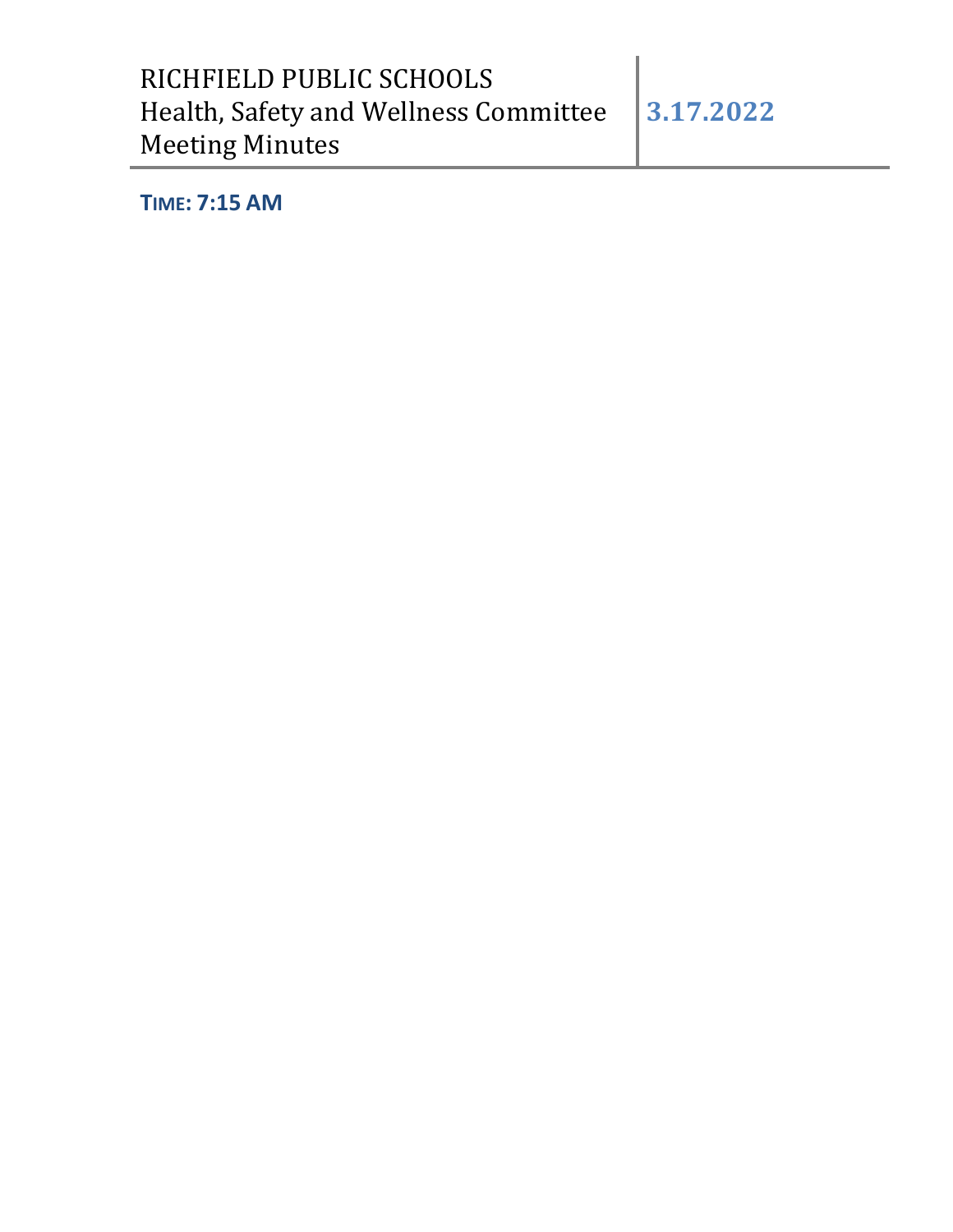RICHFIELD PUBLIC SCHOOLS
Health, Safety and Wellness Committee
Meeting Minutes

**3.17.2022**

**TIME: 7:15 AM**